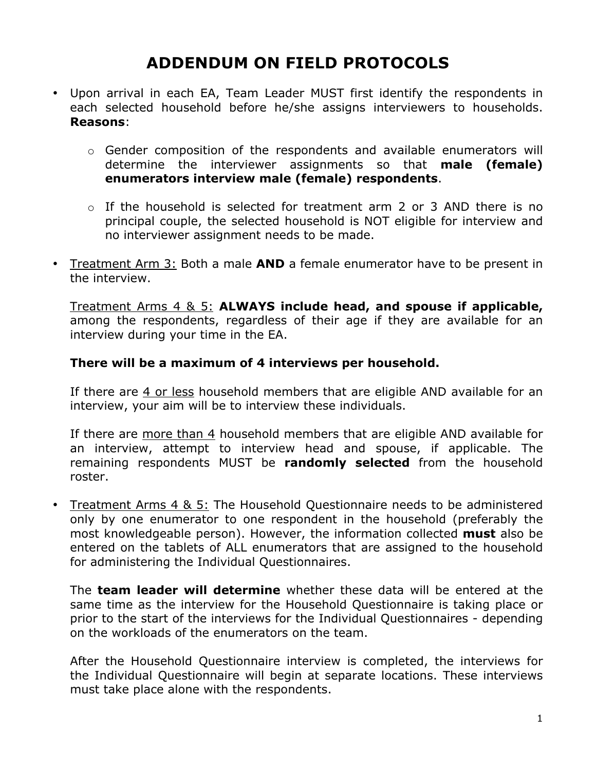# ADDENDUM ON FIELD PROTOCOLS

- Upon arrival in each EA, Team Leader MUST first identify the respondents in each selected household before he/she assigns interviewers to households. **Reasons**:
  - Gender composition of the respondents and available enumerators will determine the interviewer assignments so that **male (female) enumerators interview male (female) respondents**.
  - If the household is selected for treatment arm 2 or 3 AND there is no principal couple, the selected household is NOT eligible for interview and no interviewer assignment needs to be made.

- <u>Treatment Arm 3:</u> Both a male **AND** a female enumerator have to be present in the interview.

  <u>Treatment Arms 4 & 5:</u> **ALWAYS include head, and spouse if applicable,** among the respondents, regardless of their age if they are available for an interview during your time in the EA.

  **There will be a maximum of 4 interviews per household.**

  If there are <u>4 or less</u> household members that are eligible AND available for an interview, your aim will be to interview these individuals.

  If there are <u>more than 4</u> household members that are eligible AND available for an interview, attempt to interview head and spouse, if applicable. The remaining respondents MUST be **randomly selected** from the household roster.

- <u>Treatment Arms 4 & 5:</u> The Household Questionnaire needs to be administered only by one enumerator to one respondent in the household (preferably the most knowledgeable person). However, the information collected **must** also be entered on the tablets of ALL enumerators that are assigned to the household for administering the Individual Questionnaires.

  The **team leader will determine** whether these data will be entered at the same time as the interview for the Household Questionnaire is taking place or prior to the start of the interviews for the Individual Questionnaires - depending on the workloads of the enumerators on the team.

  After the Household Questionnaire interview is completed, the interviews for the Individual Questionnaire will begin at separate locations. These interviews must take place alone with the respondents.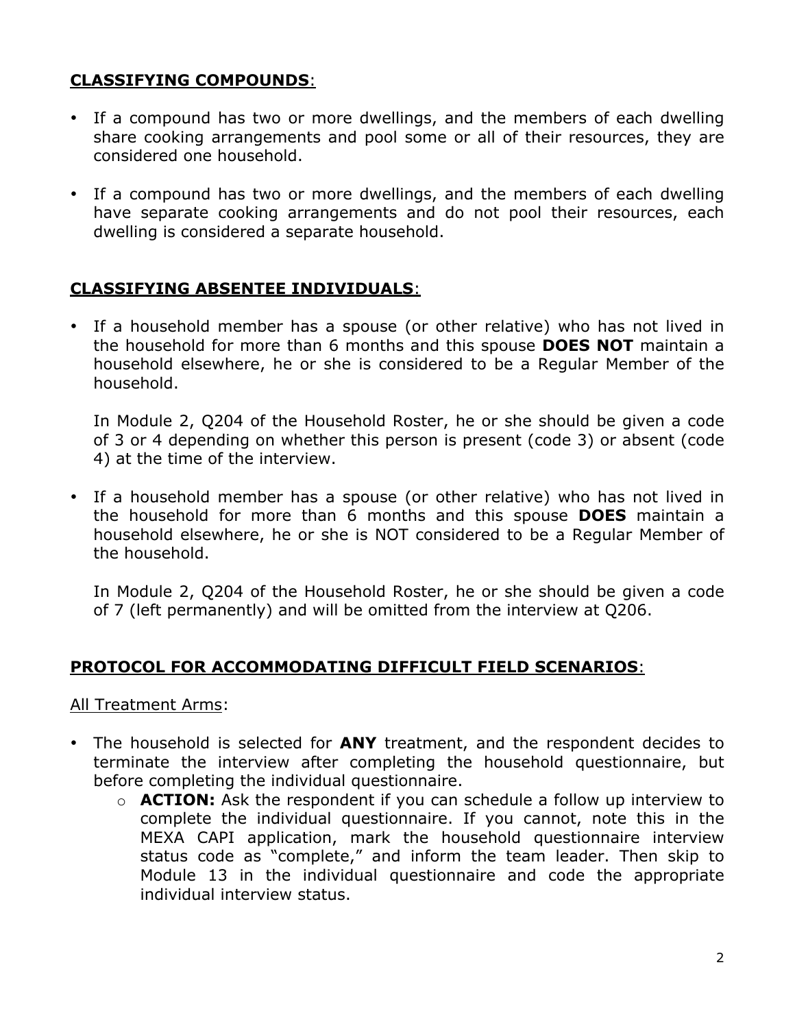**<u>CLASSIFYING COMPOUNDS</u>**:

- If a compound has two or more dwellings, and the members of each dwelling share cooking arrangements and pool some or all of their resources, they are considered one household.
- If a compound has two or more dwellings, and the members of each dwelling have separate cooking arrangements and do not pool their resources, each dwelling is considered a separate household.

**<u>CLASSIFYING ABSENTEE INDIVIDUALS</u>**:

- If a household member has a spouse (or other relative) who has not lived in the household for more than 6 months and this spouse **DOES NOT** maintain a household elsewhere, he or she is considered to be a Regular Member of the household.

  In Module 2, Q204 of the Household Roster, he or she should be given a code of 3 or 4 depending on whether this person is present (code 3) or absent (code 4) at the time of the interview.

- If a household member has a spouse (or other relative) who has not lived in the household for more than 6 months and this spouse **DOES** maintain a household elsewhere, he or she is NOT considered to be a Regular Member of the household.

  In Module 2, Q204 of the Household Roster, he or she should be given a code of 7 (left permanently) and will be omitted from the interview at Q206.

**<u>PROTOCOL FOR ACCOMMODATING DIFFICULT FIELD SCENARIOS</u>**:

<u>All Treatment Arms</u>:

- The household is selected for **ANY** treatment, and the respondent decides to terminate the interview after completing the household questionnaire, but before completing the individual questionnaire.
  - **ACTION:** Ask the respondent if you can schedule a follow up interview to complete the individual questionnaire. If you cannot, note this in the MEXA CAPI application, mark the household questionnaire interview status code as "complete," and inform the team leader. Then skip to Module 13 in the individual questionnaire and code the appropriate individual interview status.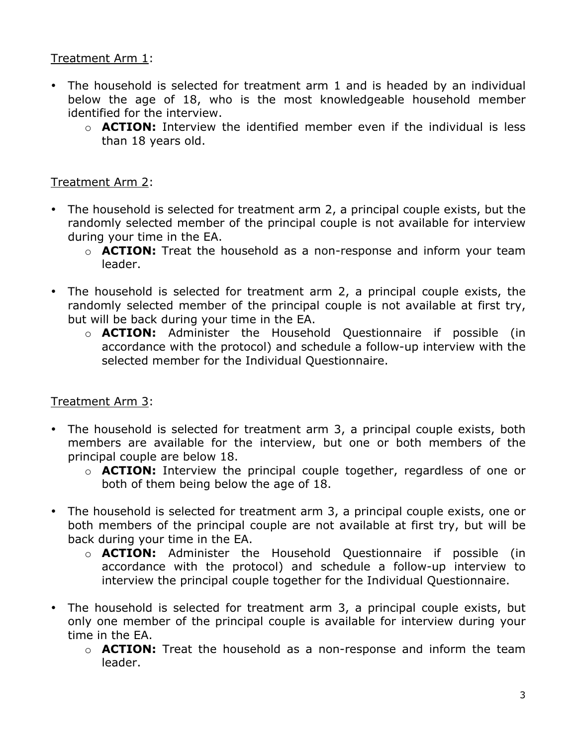Treatment Arm 1:

- The household is selected for treatment arm 1 and is headed by an individual below the age of 18, who is the most knowledgeable household member identified for the interview.
  - **ACTION:** Interview the identified member even if the individual is less than 18 years old.

Treatment Arm 2:

- The household is selected for treatment arm 2, a principal couple exists, but the randomly selected member of the principal couple is not available for interview during your time in the EA.
  - **ACTION:** Treat the household as a non-response and inform your team leader.
- The household is selected for treatment arm 2, a principal couple exists, the randomly selected member of the principal couple is not available at first try, but will be back during your time in the EA.
  - **ACTION:** Administer the Household Questionnaire if possible (in accordance with the protocol) and schedule a follow-up interview with the selected member for the Individual Questionnaire.

Treatment Arm 3:

- The household is selected for treatment arm 3, a principal couple exists, both members are available for the interview, but one or both members of the principal couple are below 18.
  - **ACTION:** Interview the principal couple together, regardless of one or both of them being below the age of 18.
- The household is selected for treatment arm 3, a principal couple exists, one or both members of the principal couple are not available at first try, but will be back during your time in the EA.
  - **ACTION:** Administer the Household Questionnaire if possible (in accordance with the protocol) and schedule a follow-up interview to interview the principal couple together for the Individual Questionnaire.
- The household is selected for treatment arm 3, a principal couple exists, but only one member of the principal couple is available for interview during your time in the EA.
  - **ACTION:** Treat the household as a non-response and inform the team leader.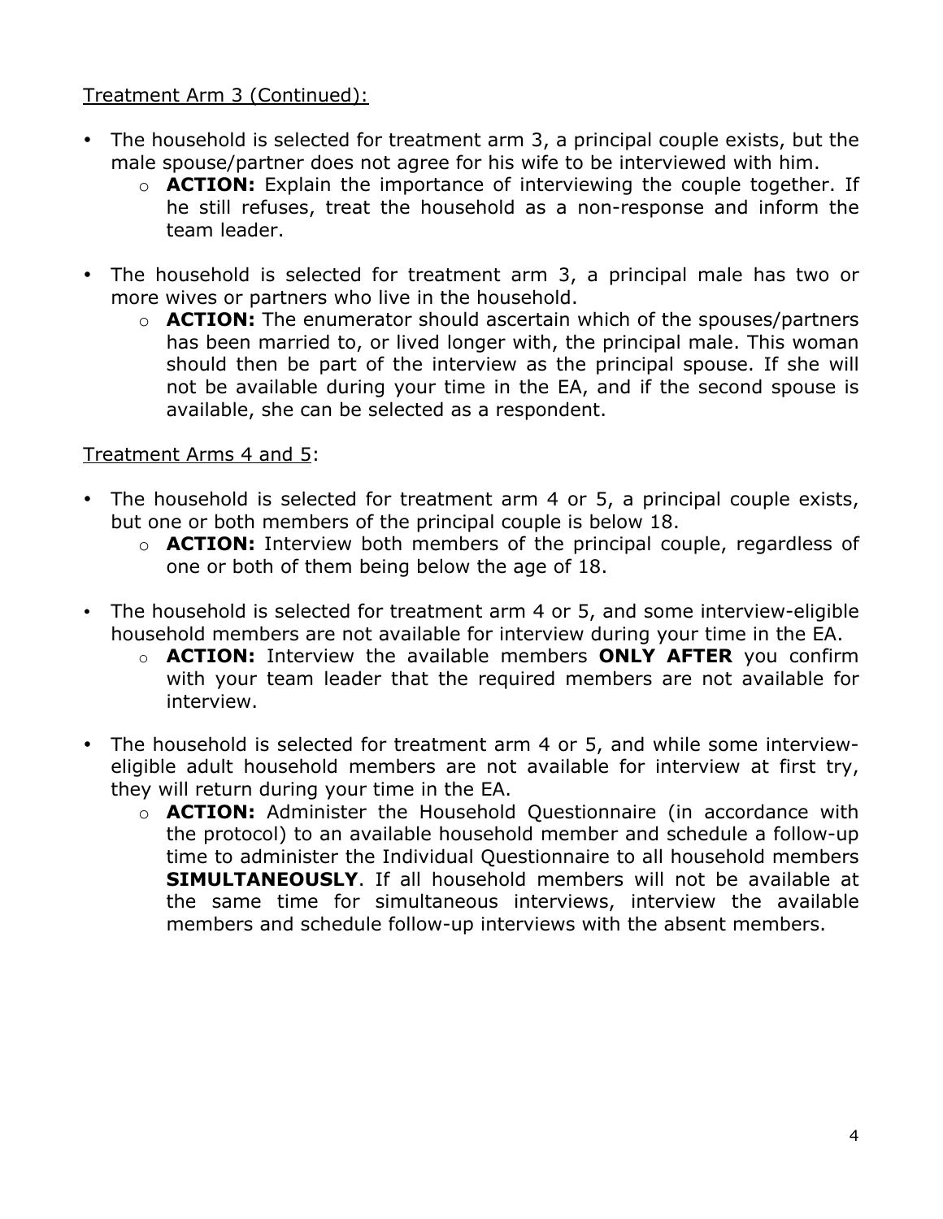<u>Treatment Arm 3 (Continued):</u>

- The household is selected for treatment arm 3, a principal couple exists, but the male spouse/partner does not agree for his wife to be interviewed with him.
  - **ACTION:** Explain the importance of interviewing the couple together. If he still refuses, treat the household as a non-response and inform the team leader.

- The household is selected for treatment arm 3, a principal male has two or more wives or partners who live in the household.
  - **ACTION:** The enumerator should ascertain which of the spouses/partners has been married to, or lived longer with, the principal male. This woman should then be part of the interview as the principal spouse. If she will not be available during your time in the EA, and if the second spouse is available, she can be selected as a respondent.

<u>Treatment Arms 4 and 5</u>:

- The household is selected for treatment arm 4 or 5, a principal couple exists, but one or both members of the principal couple is below 18.
  - **ACTION:** Interview both members of the principal couple, regardless of one or both of them being below the age of 18.

- The household is selected for treatment arm 4 or 5, and some interview-eligible household members are not available for interview during your time in the EA.
  - **ACTION:** Interview the available members **ONLY AFTER** you confirm with your team leader that the required members are not available for interview.

- The household is selected for treatment arm 4 or 5, and while some interview-eligible adult household members are not available for interview at first try, they will return during your time in the EA.
  - **ACTION:** Administer the Household Questionnaire (in accordance with the protocol) to an available household member and schedule a follow-up time to administer the Individual Questionnaire to all household members **SIMULTANEOUSLY**. If all household members will not be available at the same time for simultaneous interviews, interview the available members and schedule follow-up interviews with the absent members.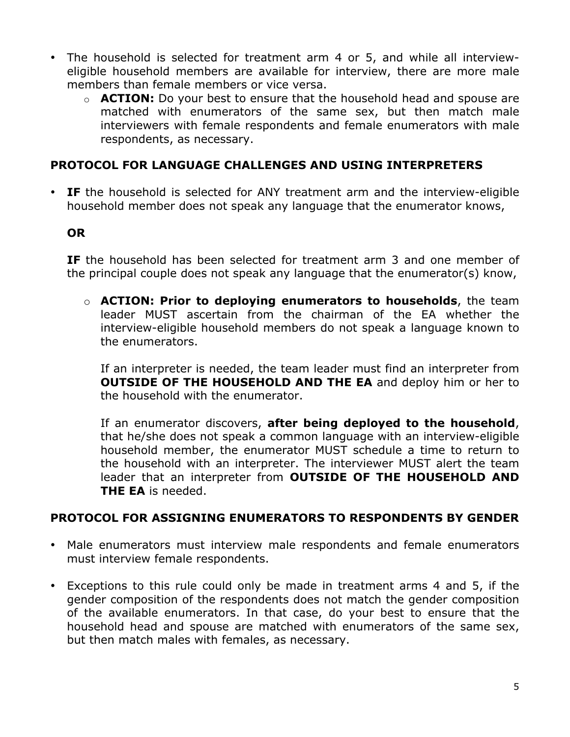- The household is selected for treatment arm 4 or 5, and while all interview-eligible household members are available for interview, there are more male members than female members or vice versa.
    - **ACTION:** Do your best to ensure that the household head and spouse are matched with enumerators of the same sex, but then match male interviewers with female respondents and female enumerators with male respondents, as necessary.

## PROTOCOL FOR LANGUAGE CHALLENGES AND USING INTERPRETERS

- **IF** the household is selected for ANY treatment arm and the interview-eligible household member does not speak any language that the enumerator knows,

  **OR**

  **IF** the household has been selected for treatment arm 3 and one member of the principal couple does not speak any language that the enumerator(s) know,

    - **ACTION: Prior to deploying enumerators to households**, the team leader MUST ascertain from the chairman of the EA whether the interview-eligible household members do not speak a language known to the enumerators.

      If an interpreter is needed, the team leader must find an interpreter from **OUTSIDE OF THE HOUSEHOLD AND THE EA** and deploy him or her to the household with the enumerator.

      If an enumerator discovers, **after being deployed to the household**, that he/she does not speak a common language with an interview-eligible household member, the enumerator MUST schedule a time to return to the household with an interpreter. The interviewer MUST alert the team leader that an interpreter from **OUTSIDE OF THE HOUSEHOLD AND THE EA** is needed.

## PROTOCOL FOR ASSIGNING ENUMERATORS TO RESPONDENTS BY GENDER

- Male enumerators must interview male respondents and female enumerators must interview female respondents.

- Exceptions to this rule could only be made in treatment arms 4 and 5, if the gender composition of the respondents does not match the gender composition of the available enumerators. In that case, do your best to ensure that the household head and spouse are matched with enumerators of the same sex, but then match males with females, as necessary.